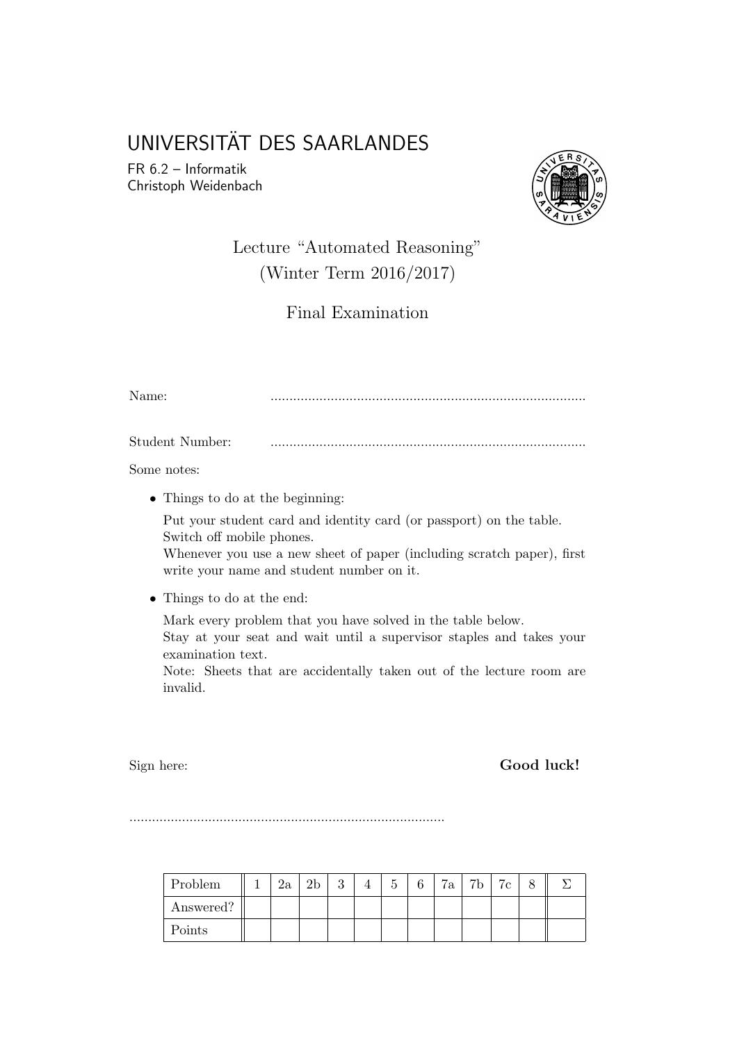# UNIVERSITÄT DES SAARLANDES

FR 6.2 – Informatik
Christoph Weidenbach

## Lecture "Automated Reasoning"
## (Winter Term 2016/2017)

## Final Examination

Name: ....................................................................................

Student Number: ....................................................................................

Some notes:

- Things to do at the beginning:

  Put your student card and identity card (or passport) on the table.
  Switch off mobile phones.
  Whenever you use a new sheet of paper (including scratch paper), first write your name and student number on it.

- Things to do at the end:

  Mark every problem that you have solved in the table below.
  Stay at your seat and wait until a supervisor staples and takes your examination text.
  Note: Sheets that are accidentally taken out of the lecture room are invalid.

Sign here: **Good luck!**

....................................................................................

| Problem | 1 | 2a | 2b | 3 | 4 | 5 | 6 | 7a | 7b | 7c | 8 | Σ |
|---|---|---|---|---|---|---|---|---|---|---|---|---|
| Answered? | | | | | | | | | | | | |
| Points | | | | | | | | | | | | |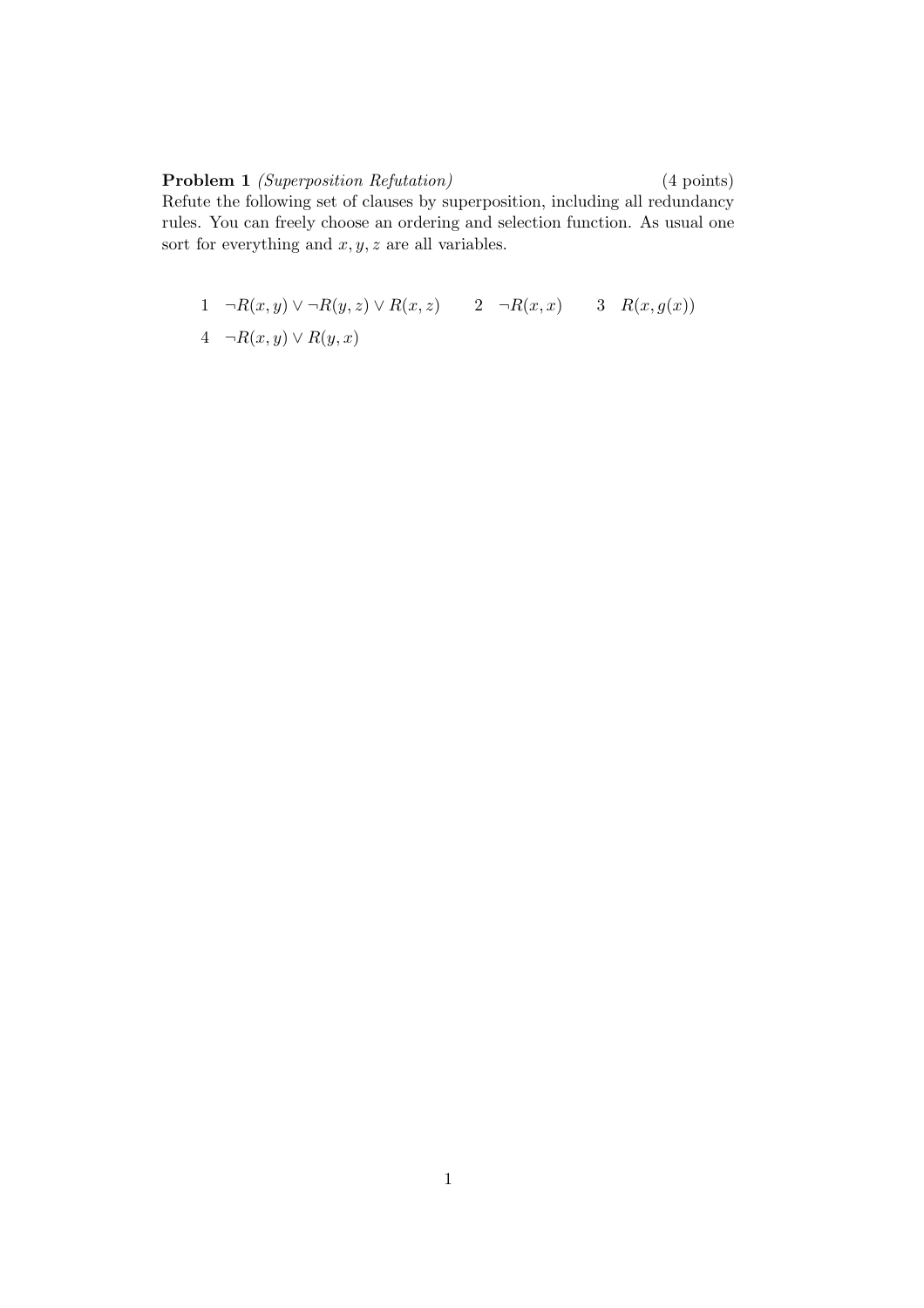**Problem 1** *(Superposition Refutation)* (4 points)
Refute the following set of clauses by superposition, including all redundancy rules. You can freely choose an ordering and selection function. As usual one sort for everything and $x, y, z$ are all variables.

1 $\neg R(x,y) \lor \neg R(y,z) \lor R(x,z)$ 2 $\neg R(x,x)$ 3 $R(x,g(x))$

4 $\neg R(x,y) \lor R(y,x)$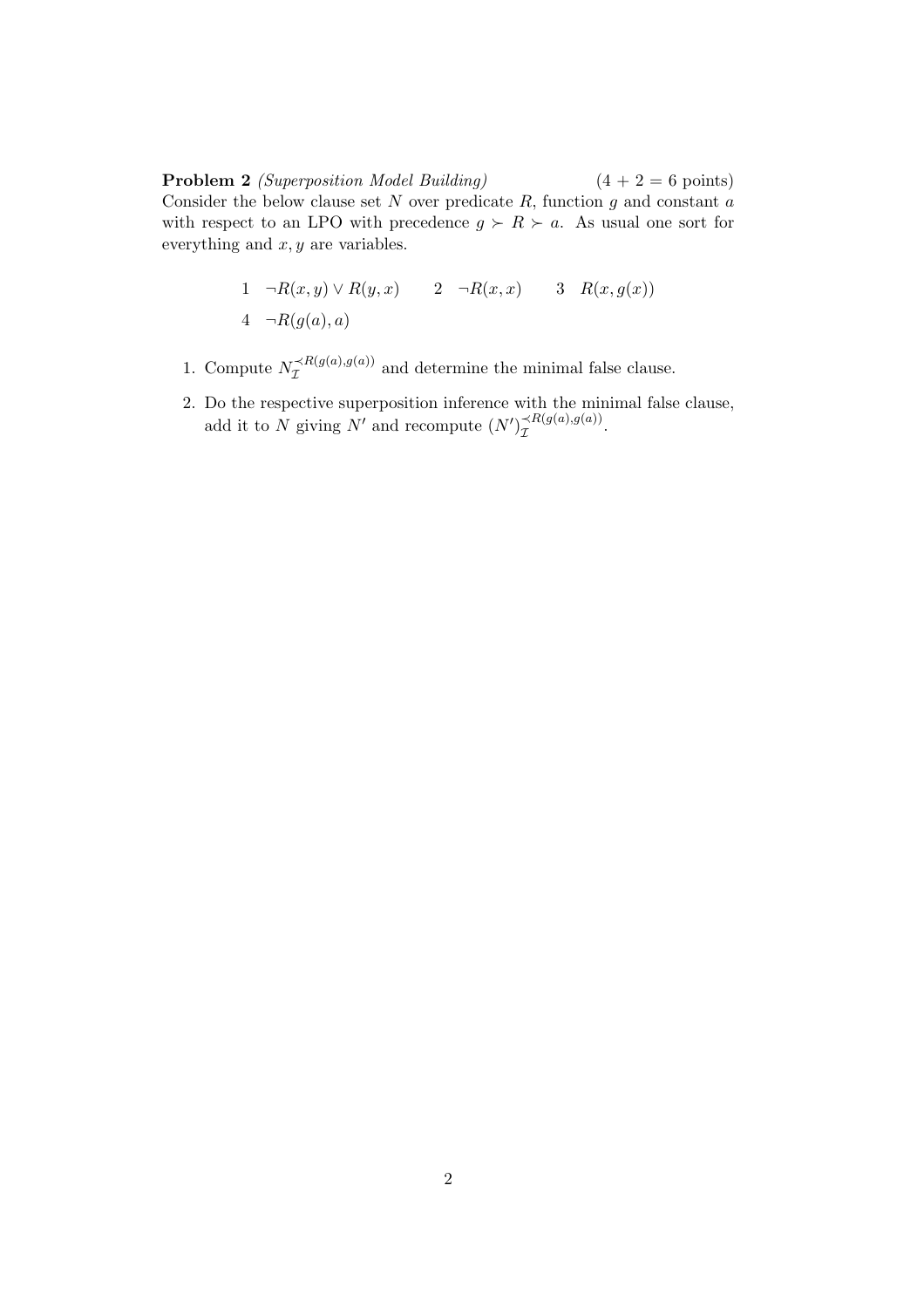**Problem 2** *(Superposition Model Building)* (4 + 2 = 6 points)
Consider the below clause set $N$ over predicate $R$, function $g$ and constant $a$ with respect to an LPO with precedence $g \succ R \succ a$. As usual one sort for everything and $x, y$ are variables.

$$1 \quad \neg R(x, y) \lor R(y, x) \qquad 2 \quad \neg R(x, x) \qquad 3 \quad R(x, g(x))$$

$$4 \quad \neg R(g(a), a)$$

1. Compute $N_{\mathcal{I}}^{\prec R(g(a), g(a))}$ and determine the minimal false clause.

2. Do the respective superposition inference with the minimal false clause, add it to $N$ giving $N'$ and recompute $(N')_{\mathcal{I}}^{\prec R(g(a), g(a))}$.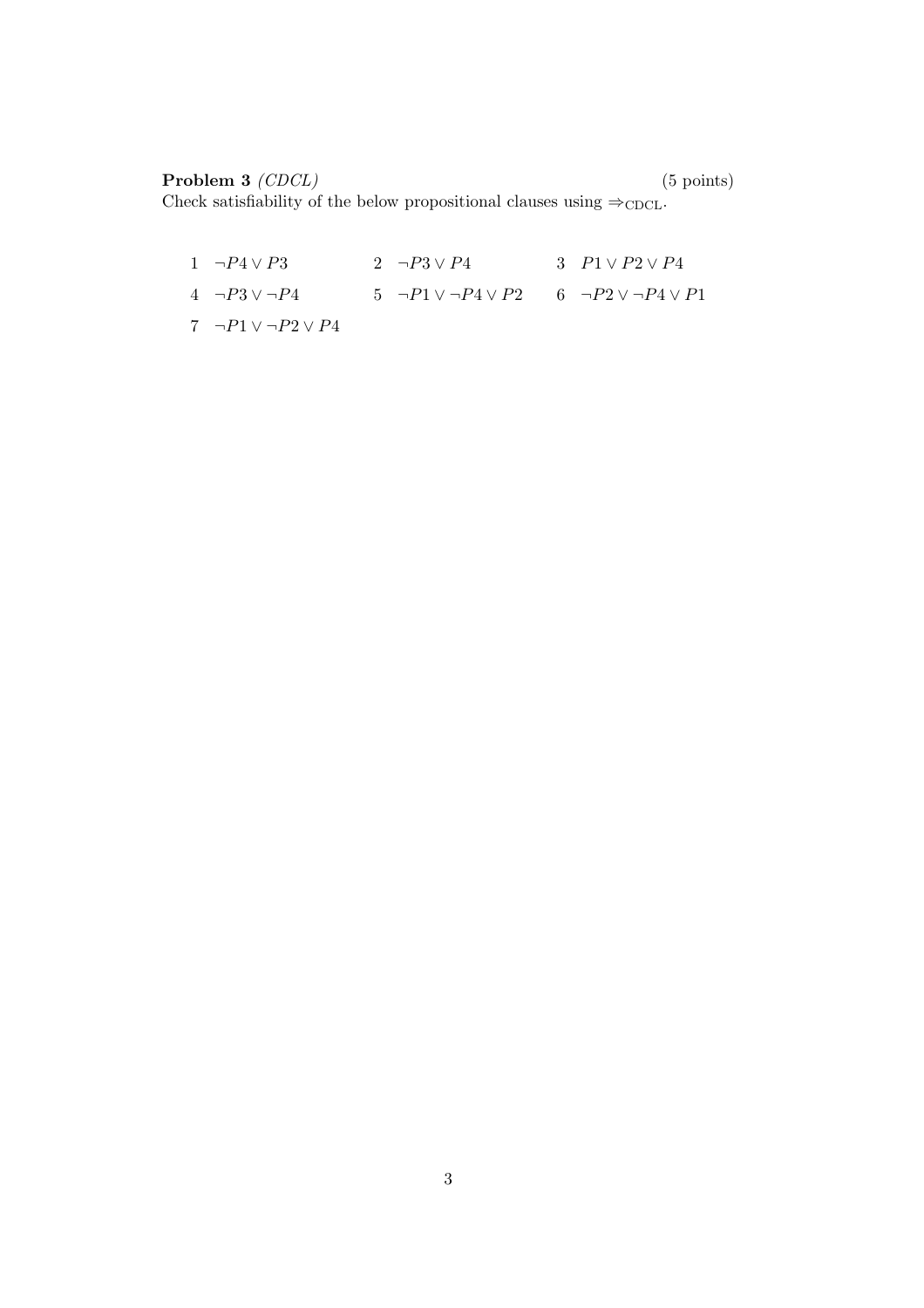**Problem 3** *(CDCL)* (5 points)

Check satisfiability of the below propositional clauses using $\Rightarrow_{\text{CDCL}}$.

| | | | | | |
|---|---|---|---|---|---|
| 1 | $\neg P4 \vee P3$ | 2 | $\neg P3 \vee P4$ | 3 | $P1 \vee P2 \vee P4$ |
| 4 | $\neg P3 \vee \neg P4$ | 5 | $\neg P1 \vee \neg P4 \vee P2$ | 6 | $\neg P2 \vee \neg P4 \vee P1$ |
| 7 | $\neg P1 \vee \neg P2 \vee P4$ | | | | |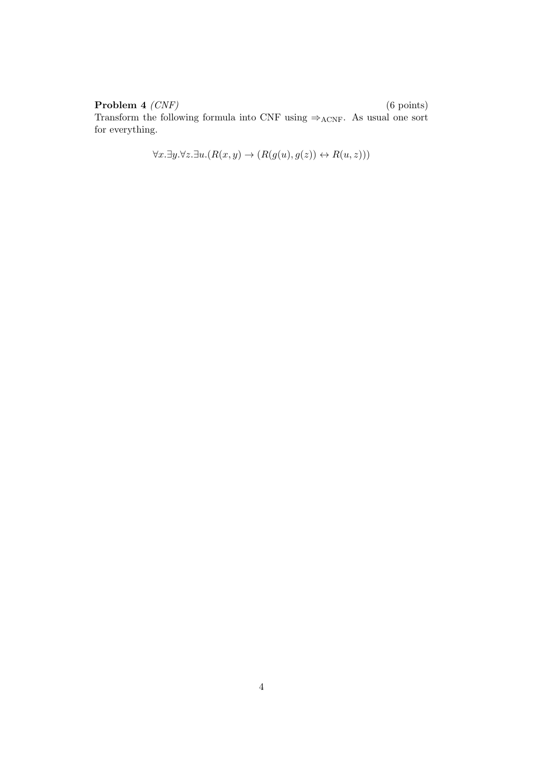**Problem 4** *(CNF)* (6 points)

Transform the following formula into CNF using $\Rightarrow_{\text{ACNF}}$. As usual one sort for everything.

$$\forall x.\exists y.\forall z.\exists u.(R(x, y) \rightarrow (R(g(u), g(z)) \leftrightarrow R(u, z)))$$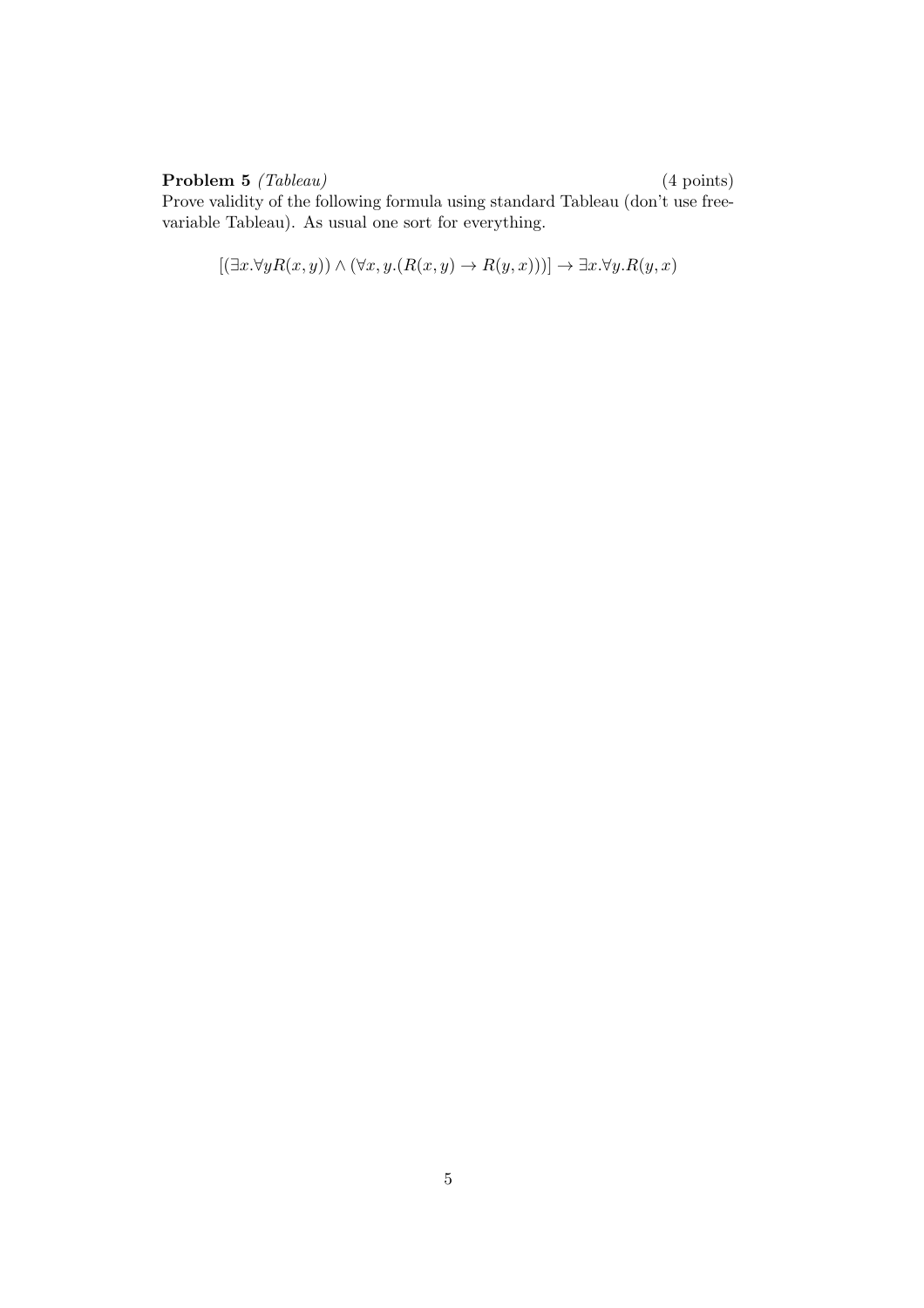**Problem 5** *(Tableau)* (4 points)

Prove validity of the following formula using standard Tableau (don't use free-variable Tableau). As usual one sort for everything.

$$[(\exists x.\forall y R(x, y)) \wedge (\forall x, y.(R(x, y) \rightarrow R(y, x)))] \rightarrow \exists x.\forall y.R(y, x)$$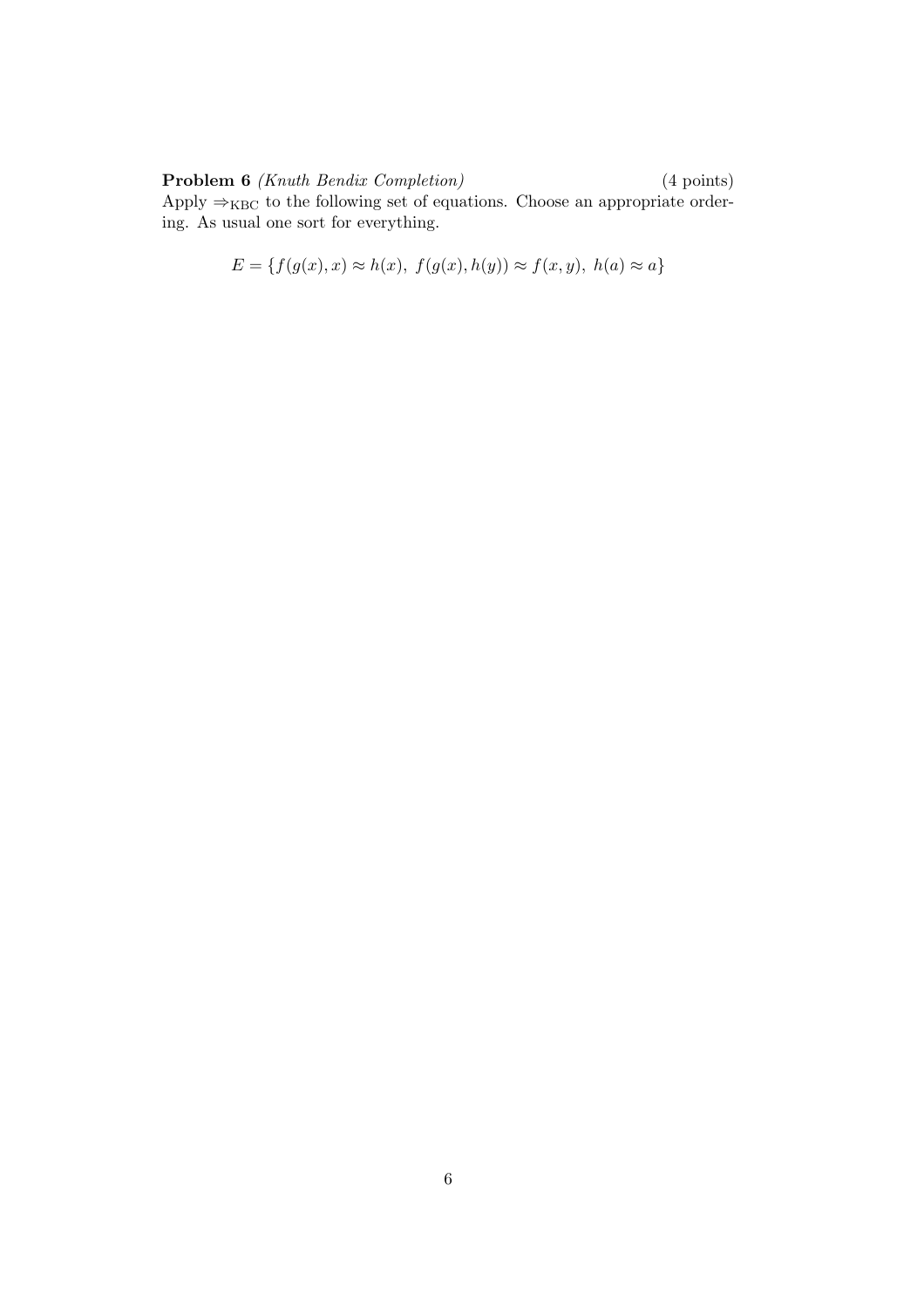**Problem 6** *(Knuth Bendix Completion)* (4 points)
Apply $\Rightarrow_{\text{KBC}}$ to the following set of equations. Choose an appropriate ordering. As usual one sort for everything.

$$E = \{f(g(x), x) \approx h(x),\ f(g(x), h(y)) \approx f(x, y),\ h(a) \approx a\}$$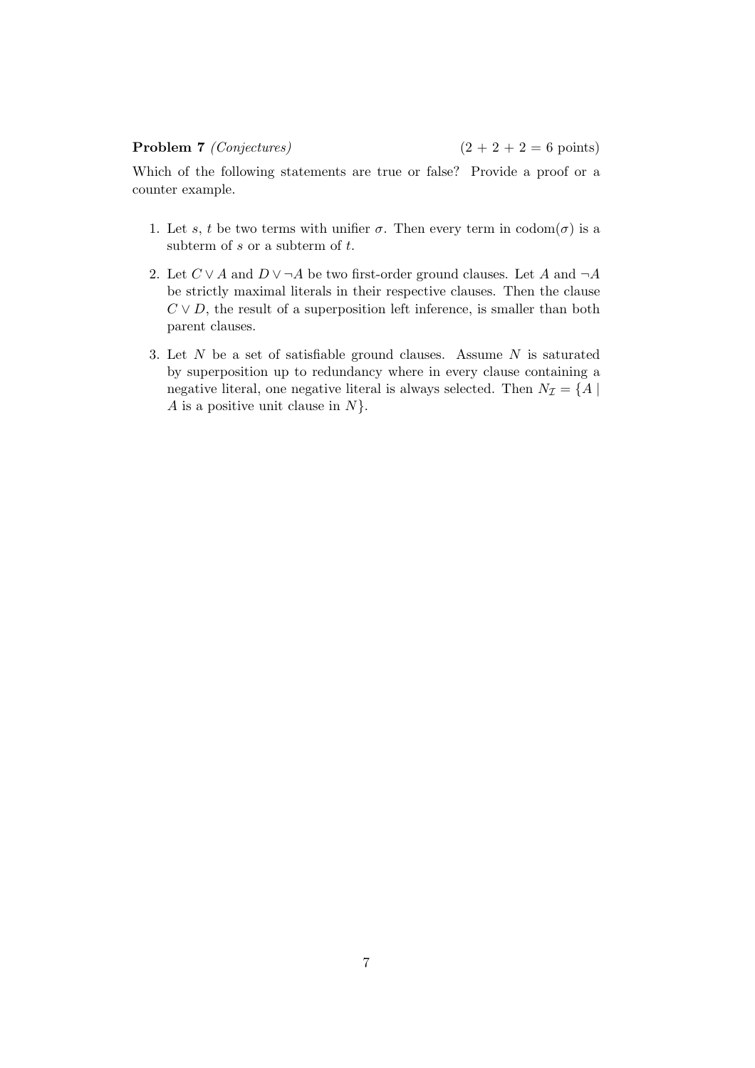**Problem 7** *(Conjectures)* (2 + 2 + 2 = 6 points)

Which of the following statements are true or false? Provide a proof or a counter example.

1. Let $s$, $t$ be two terms with unifier $\sigma$. Then every term in $\text{codom}(\sigma)$ is a subterm of $s$ or a subterm of $t$.

2. Let $C \vee A$ and $D \vee \neg A$ be two first-order ground clauses. Let $A$ and $\neg A$ be strictly maximal literals in their respective clauses. Then the clause $C \vee D$, the result of a superposition left inference, is smaller than both parent clauses.

3. Let $N$ be a set of satisfiable ground clauses. Assume $N$ is saturated by superposition up to redundancy where in every clause containing a negative literal, one negative literal is always selected. Then $N_{\mathcal{I}} = \{A \mid A \text{ is a positive unit clause in } N\}$.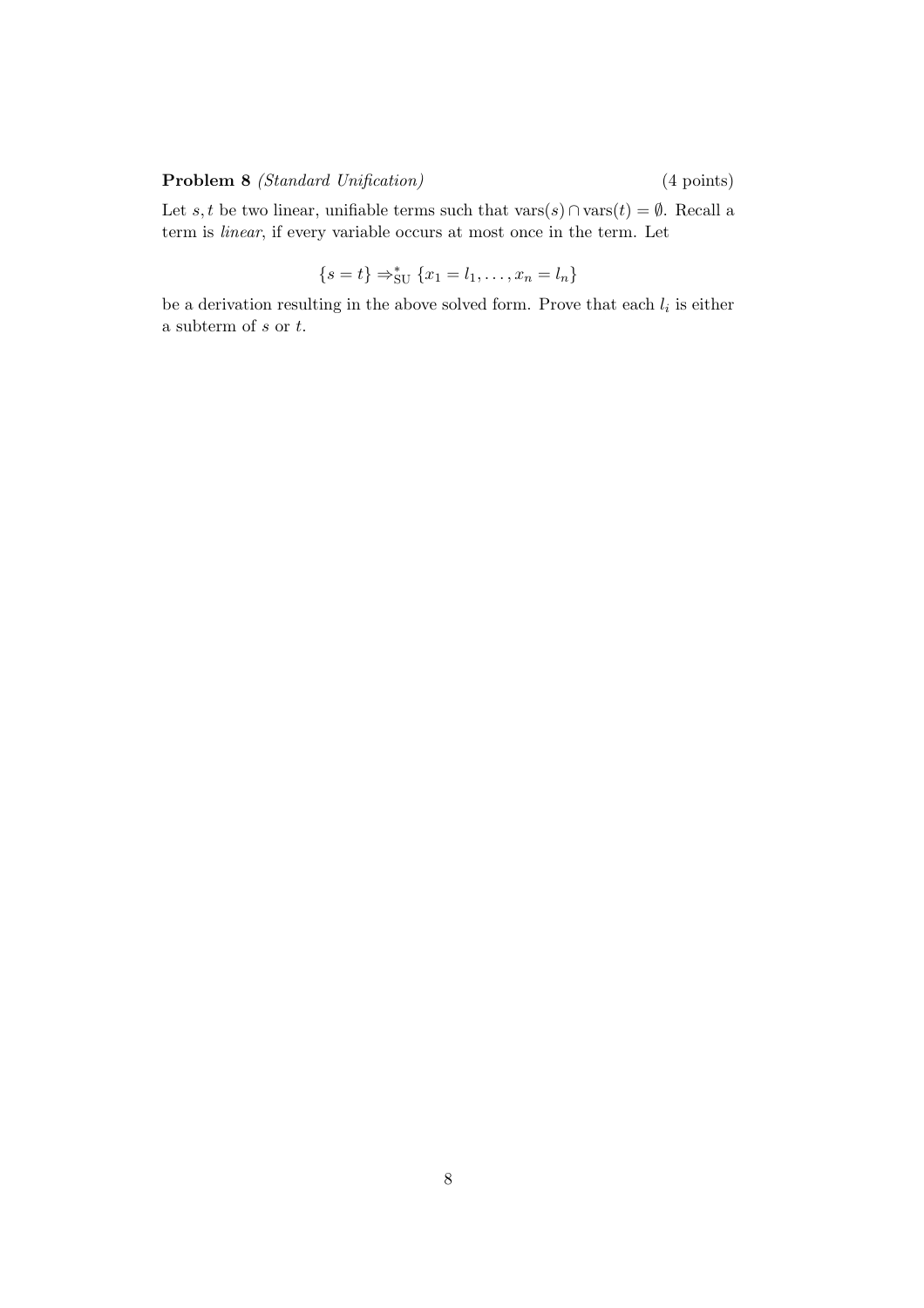**Problem 8** *(Standard Unification)* (4 points)

Let $s, t$ be two linear, unifiable terms such that $\text{vars}(s) \cap \text{vars}(t) = \emptyset$. Recall a term is *linear*, if every variable occurs at most once in the term. Let

$$\{s = t\} \Rightarrow^{*}_{\text{SU}} \{x_1 = l_1, \ldots, x_n = l_n\}$$

be a derivation resulting in the above solved form. Prove that each $l_i$ is either a subterm of $s$ or $t$.